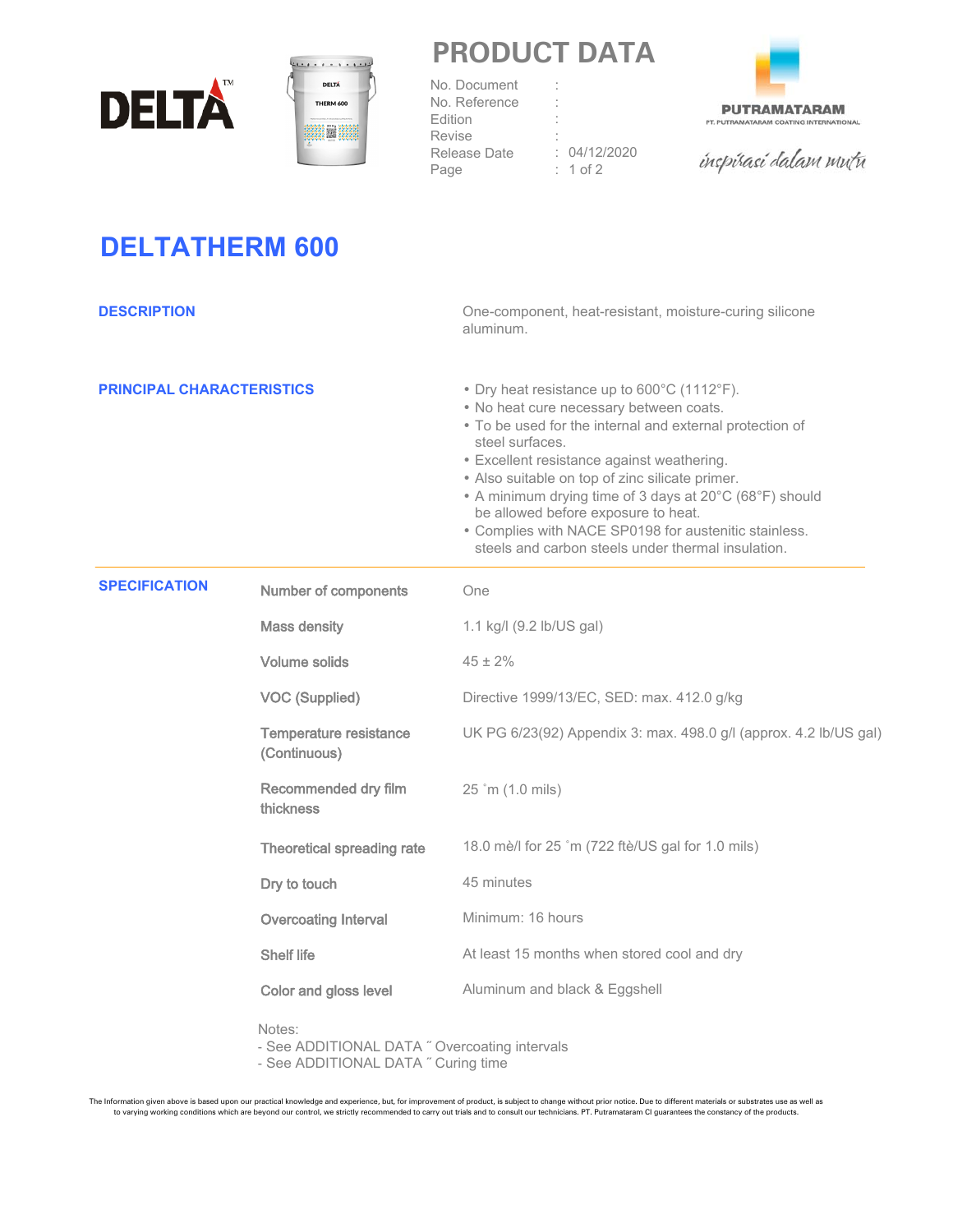# PRODUCT DATA

| | |
|---|---|
| No. Document | : |
| No. Reference | : |
| Edition | : |
| Revise | : |
| Release Date | : 04/12/2020 |
| Page | : 1 of 2 |

PUTRAMATARAM
PT. PUTRAMATARAM COATING INTERNATIONAL

*inspirasi dalam mutu*

# DELTATHERM 600

## DESCRIPTION

One-component, heat-resistant, moisture-curing silicone aluminum.

## PRINCIPAL CHARACTERISTICS

- Dry heat resistance up to 600°C (1112°F).
- No heat cure necessary between coats.
- To be used for the internal and external protection of steel surfaces.
- Excellent resistance against weathering.
- Also suitable on top of zinc silicate primer.
- A minimum drying time of 3 days at 20°C (68°F) should be allowed before exposure to heat.
- Complies with NACE SP0198 for austenitic stainless. steels and carbon steels under thermal insulation.

## SPECIFICATION

| | |
|---|---|
| Number of components | One |
| Mass density | 1.1 kg/l (9.2 lb/US gal) |
| Volume solids | 45 ± 2% |
| VOC (Supplied) | Directive 1999/13/EC, SED: max. 412.0 g/kg |
| Temperature resistance (Continuous) | UK PG 6/23(92) Appendix 3: max. 498.0 g/l (approx. 4.2 lb/US gal) |
| Recommended dry film thickness | 25 ˚m (1.0 mils) |
| Theoretical spreading rate | 18.0 mè/l for 25 ˚m (722 ftè/US gal for 1.0 mils) |
| Dry to touch | 45 minutes |
| Overcoating Interval | Minimum: 16 hours |
| Shelf life | At least 15 months when stored cool and dry |
| Color and gloss level | Aluminum and black & Eggshell |

Notes:
- See ADDITIONAL DATA ˝ Overcoating intervals
- See ADDITIONAL DATA ˝ Curing time

The Information given above is based upon our practical knowledge and experience, but, for improvement of product, is subject to change without prior notice. Due to different materials or substrates use as well as to varying working conditions which are beyond our control, we strictly recommended to carry out trials and to consult our technicians. PT. Putramataram CI guarantees the constancy of the products.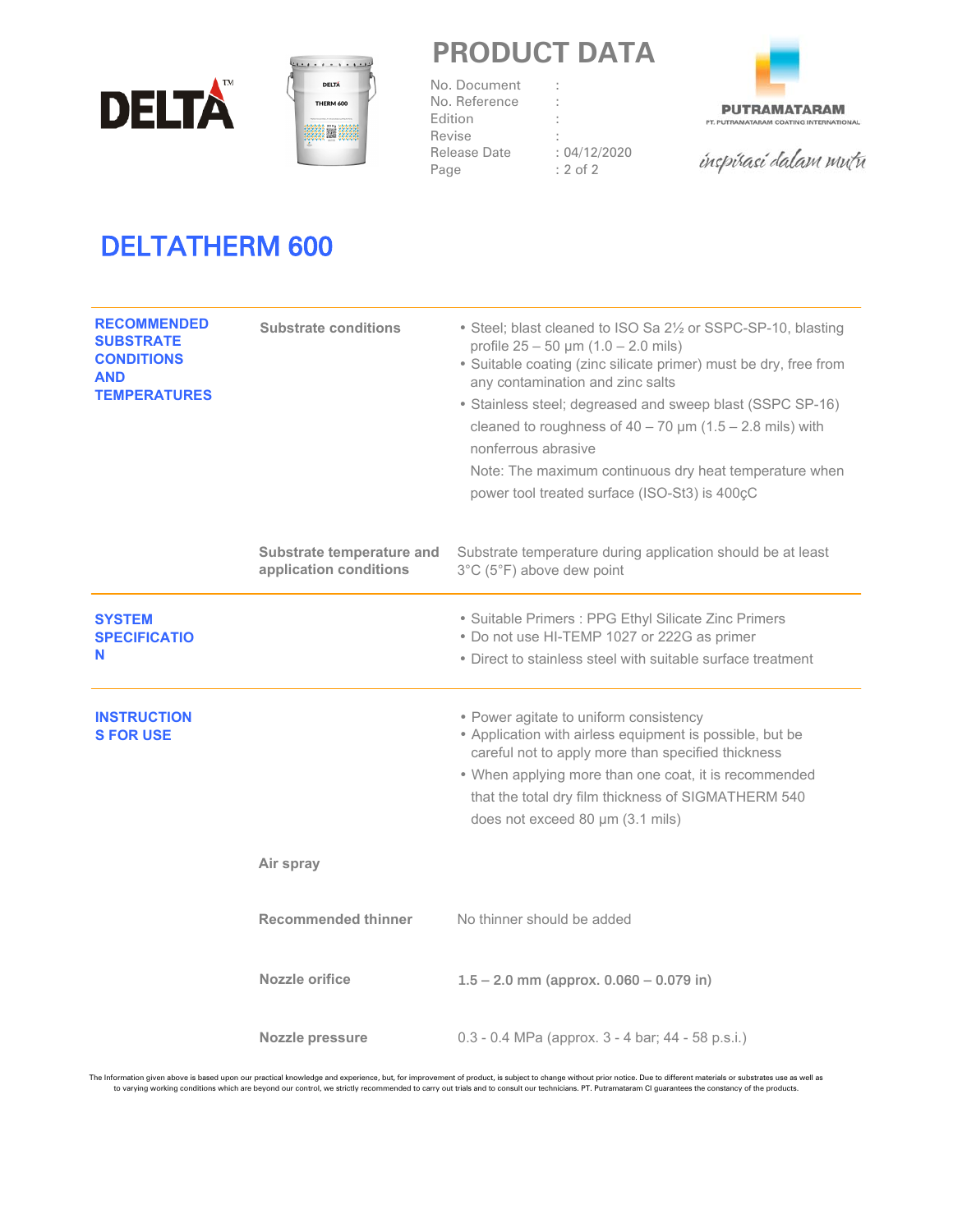# DELTATHERM 600

## RECOMMENDED SUBSTRATE CONDITIONS AND TEMPERATURES

**Substrate conditions**

- Steel; blast cleaned to ISO Sa 2½ or SSPC-SP-10, blasting profile 25 – 50 µm (1.0 – 2.0 mils)
- Suitable coating (zinc silicate primer) must be dry, free from any contamination and zinc salts
- Stainless steel; degreased and sweep blast (SSPC SP-16) cleaned to roughness of 40 – 70 µm (1.5 – 2.8 mils) with nonferrous abrasive

  Note: The maximum continuous dry heat temperature when power tool treated surface (ISO-St3) is 400çC

**Substrate temperature and application conditions**

Substrate temperature during application should be at least 3°C (5°F) above dew point

## SYSTEM SPECIFICATION

- Suitable Primers : PPG Ethyl Silicate Zinc Primers
- Do not use HI-TEMP 1027 or 222G as primer
- Direct to stainless steel with suitable surface treatment

## INSTRUCTIONS FOR USE

- Power agitate to uniform consistency
- Application with airless equipment is possible, but be careful not to apply more than specified thickness
- When applying more than one coat, it is recommended that the total dry film thickness of SIGMATHERM 540 does not exceed 80 µm (3.1 mils)

**Air spray**

| | |
|---|---|
| **Recommended thinner** | No thinner should be added |
| **Nozzle orifice** | **1.5 – 2.0 mm (approx. 0.060 – 0.079 in)** |
| **Nozzle pressure** | 0.3 - 0.4 MPa (approx. 3 - 4 bar; 44 - 58 p.s.i.) |

The Information given above is based upon our practical knowledge and experience, but, for improvement of product, is subject to change without prior notice. Due to different materials or substrates use as well as to varying working conditions which are beyond our control, we strictly recommended to carry out trials and to consult our technicians. PT. Putramataram CI guarantees the constancy of the products.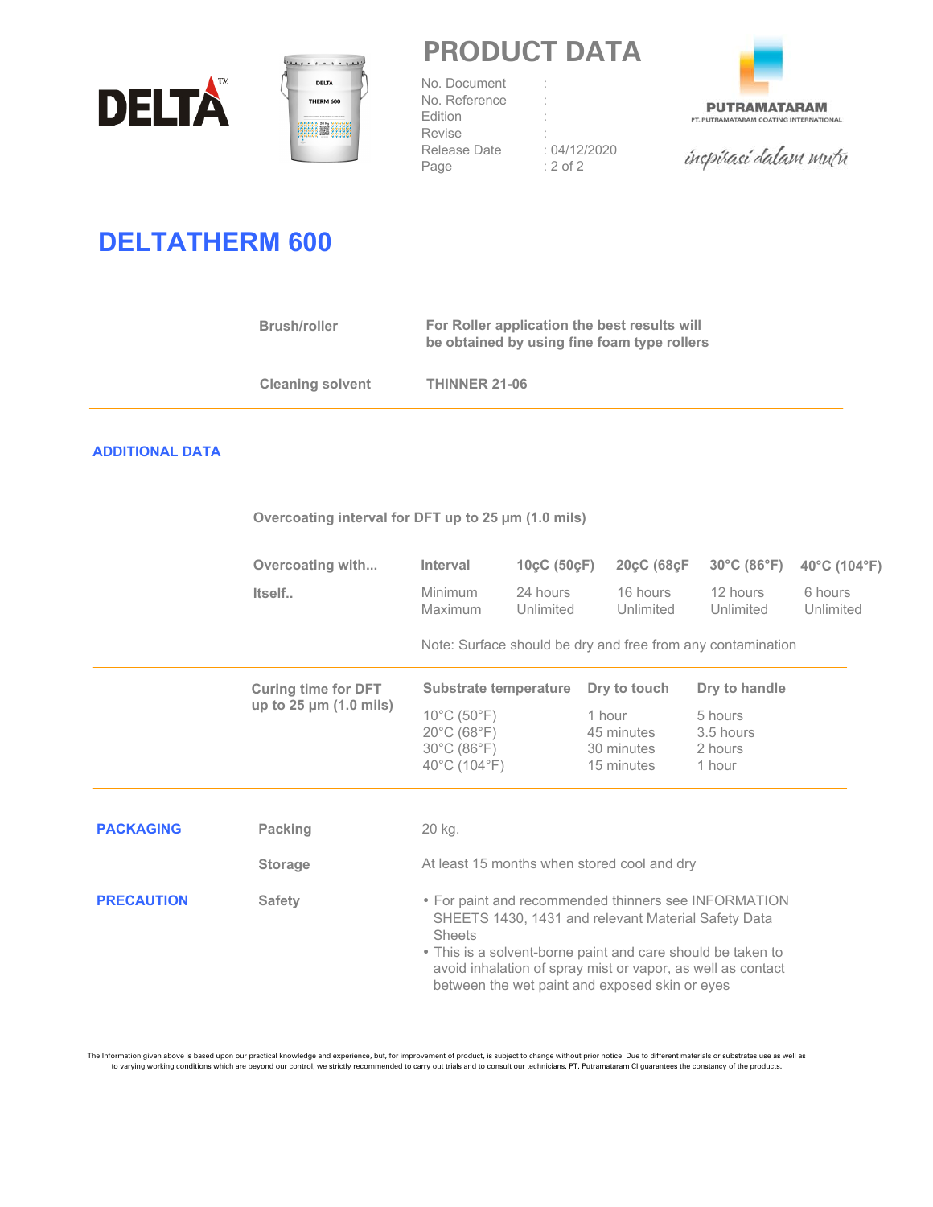# DELTATHERM 600

| | |
|---|---|
| **Brush/roller** | **For Roller application the best results will be obtained by using fine foam type rollers** |
| **Cleaning solvent** | **THINNER 21-06** |

## ADDITIONAL DATA

**Overcoating interval for DFT up to 25 µm (1.0 mils)**

| Overcoating with... | Interval | 10çC (50çF) | 20çC (68çF | 30°C (86°F) | 40°C (104°F) |
|---|---|---|---|---|---|
| Itself.. | Minimum | 24 hours | 16 hours | 12 hours | 6 hours |
| | Maximum | Unlimited | Unlimited | Unlimited | Unlimited |

Note: Surface should be dry and free from any contamination

**Curing time for DFT up to 25 µm (1.0 mils)**

| Substrate temperature | Dry to touch | Dry to handle |
|---|---|---|
| 10°C (50°F) | 1 hour | 5 hours |
| 20°C (68°F) | 45 minutes | 3.5 hours |
| 30°C (86°F) | 30 minutes | 2 hours |
| 40°C (104°F) | 15 minutes | 1 hour |

## PACKAGING

**Packing**: 20 kg.

**Storage**: At least 15 months when stored cool and dry

## PRECAUTION

**Safety**

- For paint and recommended thinners see INFORMATION SHEETS 1430, 1431 and relevant Material Safety Data Sheets
- This is a solvent-borne paint and care should be taken to avoid inhalation of spray mist or vapor, as well as contact between the wet paint and exposed skin or eyes

The Information given above is based upon our practical knowledge and experience, but, for improvement of product, is subject to change without prior notice. Due to different materials or substrates use as well as to varying working conditions which are beyond our control, we strictly recommended to carry out trials and to consult our technicians. PT. Putramataram CI guarantees the constancy of the products.